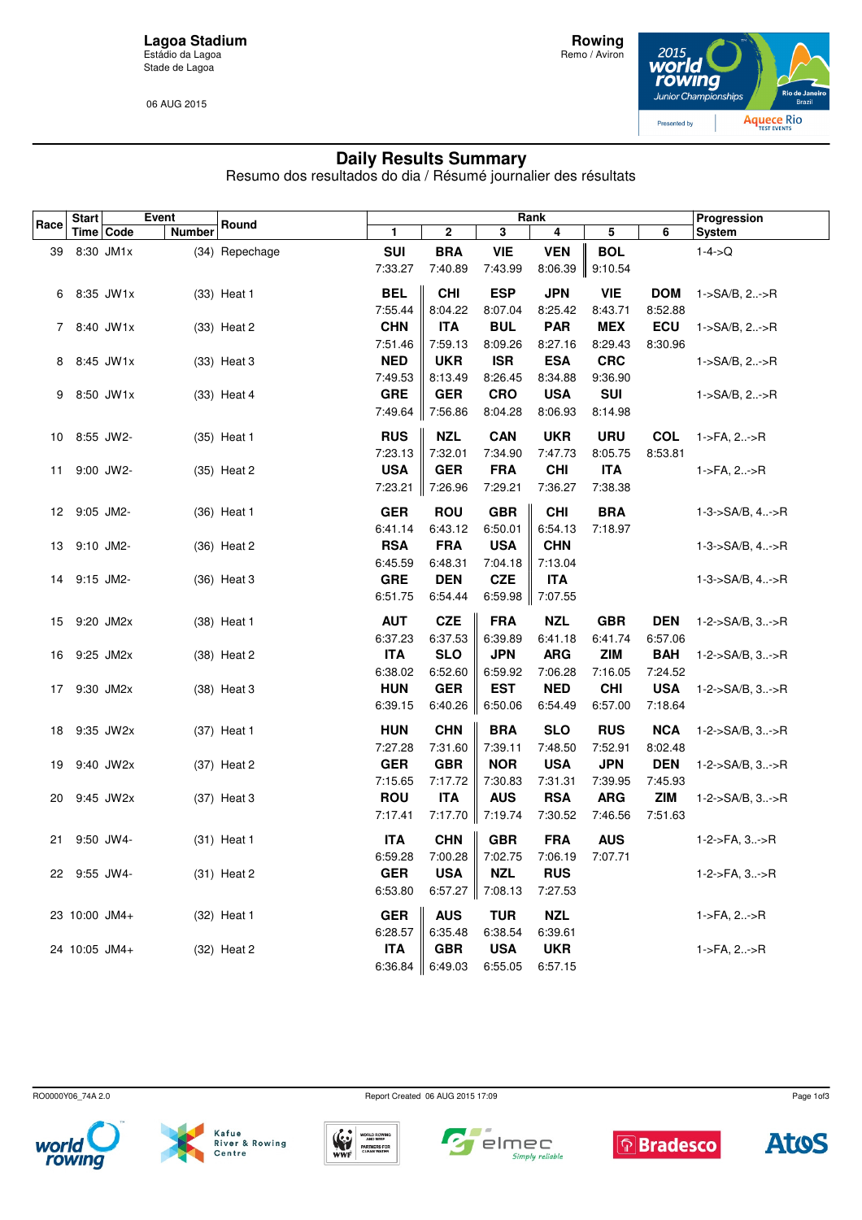**Lagoa Stadium**
Estádio da Lagoa
Stade de Lagoa

06 AUG 2015

**Rowing**
Remo / Aviron

# Daily Results Summary

Resumo dos resultados do dia / Résumé journalier des résultats

| Race | Start Time | Event Code | Event Number | Round | Rank 1 | 2 | 3 | 4 | 5 | 6 | Progression System |
|---|---|---|---|---|---|---|---|---|---|---|---|
| 39 | 8:30 | JM1x | (34) | Repechage | SUI 7:33.27 | BRA 7:40.89 | VIE 7:43.99 | VEN 8:06.39 | BOL 9:10.54 | | 1-4->Q |
| 6 | 8:35 | JW1x | (33) | Heat 1 | BEL 7:55.44 | CHI 8:04.22 | ESP 8:07.04 | JPN 8:25.42 | VIE 8:43.71 | DOM 8:52.88 | 1->SA/B, 2..->R |
| 7 | 8:40 | JW1x | (33) | Heat 2 | CHN 7:51.46 | ITA 7:59.13 | BUL 8:09.26 | PAR 8:27.16 | MEX 8:29.43 | ECU 8:30.96 | 1->SA/B, 2..->R |
| 8 | 8:45 | JW1x | (33) | Heat 3 | NED 7:49.53 | UKR 8:13.49 | ISR 8:26.45 | ESA 8:34.88 | CRC 9:36.90 | | 1->SA/B, 2..->R |
| 9 | 8:50 | JW1x | (33) | Heat 4 | GRE 7:49.64 | GER 7:56.86 | CRO 8:04.28 | USA 8:06.93 | SUI 8:14.98 | | 1->SA/B, 2..->R |
| 10 | 8:55 | JW2- | (35) | Heat 1 | RUS 7:23.13 | NZL 7:32.01 | CAN 7:34.90 | UKR 7:47.73 | URU 8:05.75 | COL 8:53.81 | 1->FA, 2..->R |
| 11 | 9:00 | JW2- | (35) | Heat 2 | USA 7:23.21 | GER 7:26.96 | FRA 7:29.21 | CHI 7:36.27 | ITA 7:38.38 | | 1->FA, 2..->R |
| 12 | 9:05 | JM2- | (36) | Heat 1 | GER 6:41.14 | ROU 6:43.12 | GBR 6:50.01 | CHI 6:54.13 | BRA 7:18.97 | | 1-3->SA/B, 4..->R |
| 13 | 9:10 | JM2- | (36) | Heat 2 | RSA 6:45.59 | FRA 6:48.31 | USA 7:04.18 | CHN 7:13.04 | | | 1-3->SA/B, 4..->R |
| 14 | 9:15 | JM2- | (36) | Heat 3 | GRE 6:51.75 | DEN 6:54.44 | CZE 6:59.98 | ITA 7:07.55 | | | 1-3->SA/B, 4..->R |
| 15 | 9:20 | JM2x | (38) | Heat 1 | AUT 6:37.23 | CZE 6:37.53 | FRA 6:39.89 | NZL 6:41.18 | GBR 6:41.74 | DEN 6:57.06 | 1-2->SA/B, 3..->R |
| 16 | 9:25 | JM2x | (38) | Heat 2 | ITA 6:38.02 | SLO 6:52.60 | JPN 6:59.92 | ARG 7:06.28 | ZIM 7:16.05 | BAH 7:24.52 | 1-2->SA/B, 3..->R |
| 17 | 9:30 | JM2x | (38) | Heat 3 | HUN 6:39.15 | GER 6:40.26 | EST 6:50.06 | NED 6:54.49 | CHI 6:57.00 | USA 7:18.64 | 1-2->SA/B, 3..->R |
| 18 | 9:35 | JW2x | (37) | Heat 1 | HUN 7:27.28 | CHN 7:31.60 | BRA 7:39.11 | SLO 7:48.50 | RUS 7:52.91 | NCA 8:02.48 | 1-2->SA/B, 3..->R |
| 19 | 9:40 | JW2x | (37) | Heat 2 | GER 7:15.65 | GBR 7:17.72 | NOR 7:30.83 | USA 7:31.31 | JPN 7:39.95 | DEN 7:45.93 | 1-2->SA/B, 3..->R |
| 20 | 9:45 | JW2x | (37) | Heat 3 | ROU 7:17.41 | ITA 7:17.70 | AUS 7:19.74 | RSA 7:30.52 | ARG 7:46.56 | ZIM 7:51.63 | 1-2->SA/B, 3..->R |
| 21 | 9:50 | JW4- | (31) | Heat 1 | ITA 6:59.28 | CHN 7:00.28 | GBR 7:02.75 | FRA 7:06.19 | AUS 7:07.71 | | 1-2->FA, 3..->R |
| 22 | 9:55 | JW4- | (31) | Heat 2 | GER 6:53.80 | USA 6:57.27 | NZL 7:08.13 | RUS 7:27.53 | | | 1-2->FA, 3..->R |
| 23 | 10:00 | JM4+ | (32) | Heat 1 | GER 6:28.57 | AUS 6:35.48 | TUR 6:38.54 | NZL 6:39.61 | | | 1->FA, 2..->R |
| 24 | 10:05 | JM4+ | (32) | Heat 2 | ITA 6:36.84 | GBR 6:49.03 | USA 6:55.05 | UKR 6:57.15 | | | 1->FA, 2..->R |

RO0000Y06_74A 2.0 — Report Created 06 AUG 2015 17:09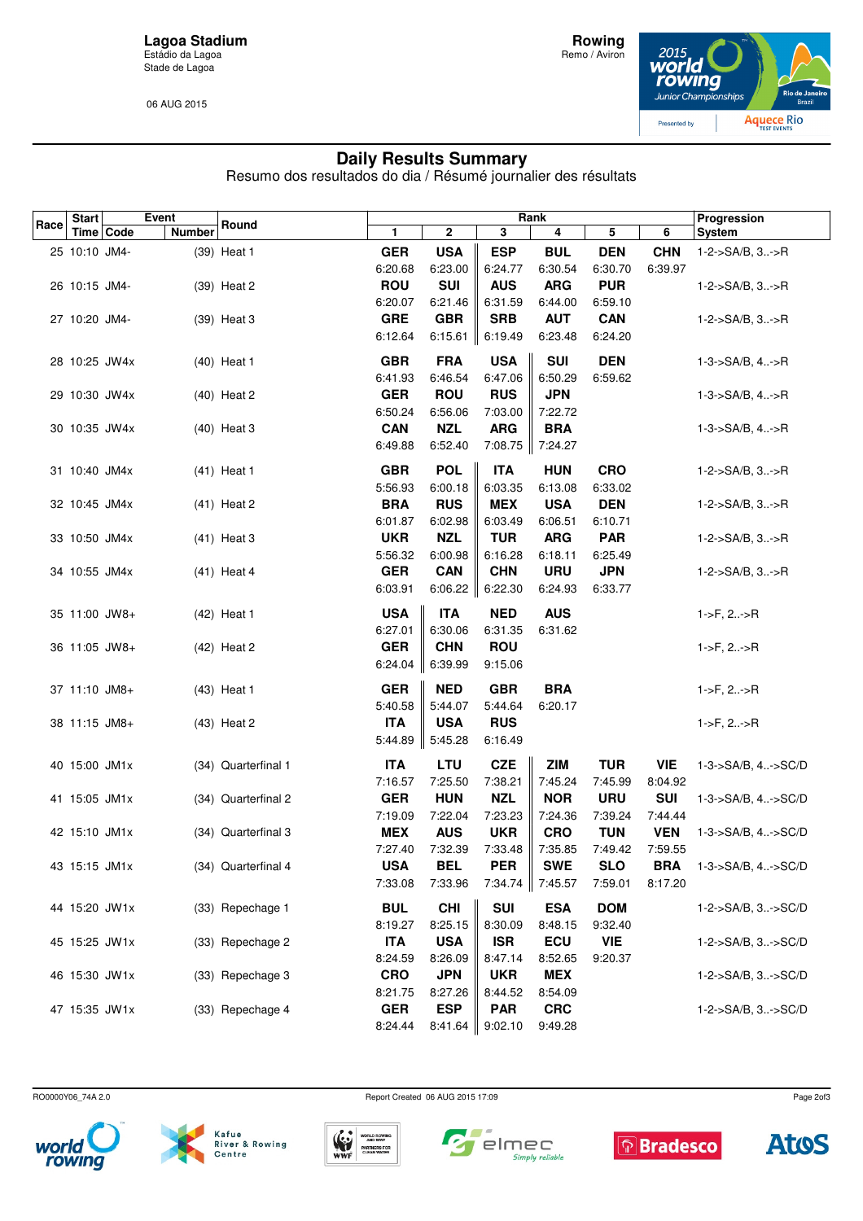Lagoa Stadium
Estádio da Lagoa
Stade de Lagoa

06 AUG 2015

**Rowing**
Remo / Aviron

# Daily Results Summary

Resumo dos resultados do dia / Résumé journalier des résultats

| Race | Start Time | Event Code | Event Number | Round | Rank 1 | 2 | 3 | 4 | 5 | 6 | Progression System |
|---|---|---|---|---|---|---|---|---|---|---|---|
| 25 | 10:10 | JM4- | (39) | Heat 1 | **GER** 6:20.68 | **USA** 6:23.00 | **ESP** 6:24.77 | **BUL** 6:30.54 | **DEN** 6:30.70 | **CHN** 6:39.97 | 1-2->SA/B, 3..->R |
| 26 | 10:15 | JM4- | (39) | Heat 2 | **ROU** 6:20.07 | **SUI** 6:21.46 | **AUS** 6:31.59 | **ARG** 6:44.00 | **PUR** 6:59.10 | | 1-2->SA/B, 3..->R |
| 27 | 10:20 | JM4- | (39) | Heat 3 | **GRE** 6:12.64 | **GBR** 6:15.61 | **SRB** 6:19.49 | **AUT** 6:23.48 | **CAN** 6:24.20 | | 1-2->SA/B, 3..->R |
| 28 | 10:25 | JW4x | (40) | Heat 1 | **GBR** 6:41.93 | **FRA** 6:46.54 | **USA** 6:47.06 | **SUI** 6:50.29 | **DEN** 6:59.62 | | 1-3->SA/B, 4..->R |
| 29 | 10:30 | JW4x | (40) | Heat 2 | **GER** 6:50.24 | **ROU** 6:56.06 | **RUS** 7:03.00 | **JPN** 7:22.72 | | | 1-3->SA/B, 4..->R |
| 30 | 10:35 | JW4x | (40) | Heat 3 | **CAN** 6:49.88 | **NZL** 6:52.40 | **ARG** 7:08.75 | **BRA** 7:24.27 | | | 1-3->SA/B, 4..->R |
| 31 | 10:40 | JM4x | (41) | Heat 1 | **GBR** 5:56.93 | **POL** 6:00.18 | **ITA** 6:03.35 | **HUN** 6:13.08 | **CRO** 6:33.02 | | 1-2->SA/B, 3..->R |
| 32 | 10:45 | JM4x | (41) | Heat 2 | **BRA** 6:01.87 | **RUS** 6:02.98 | **MEX** 6:03.49 | **USA** 6:06.51 | **DEN** 6:10.71 | | 1-2->SA/B, 3..->R |
| 33 | 10:50 | JM4x | (41) | Heat 3 | **UKR** 5:56.32 | **NZL** 6:00.98 | **TUR** 6:16.28 | **ARG** 6:18.11 | **PAR** 6:25.49 | | 1-2->SA/B, 3..->R |
| 34 | 10:55 | JM4x | (41) | Heat 4 | **GER** 6:03.91 | **CAN** 6:06.22 | **CHN** 6:22.30 | **URU** 6:24.93 | **JPN** 6:33.77 | | 1-2->SA/B, 3..->R |
| 35 | 11:00 | JW8+ | (42) | Heat 1 | **USA** 6:27.01 | **ITA** 6:30.06 | **NED** 6:31.35 | **AUS** 6:31.62 | | | 1->F, 2..->R |
| 36 | 11:05 | JW8+ | (42) | Heat 2 | **GER** 6:24.04 | **CHN** 6:39.99 | **ROU** 9:15.06 | | | | 1->F, 2..->R |
| 37 | 11:10 | JM8+ | (43) | Heat 1 | **GER** 5:40.58 | **NED** 5:44.07 | **GBR** 5:44.64 | **BRA** 6:20.17 | | | 1->F, 2..->R |
| 38 | 11:15 | JM8+ | (43) | Heat 2 | **ITA** 5:44.89 | **USA** 5:45.28 | **RUS** 6:16.49 | | | | 1->F, 2..->R |
| 40 | 15:00 | JM1x | (34) | Quarterfinal 1 | **ITA** 7:16.57 | **LTU** 7:25.50 | **CZE** 7:38.21 | **ZIM** 7:45.24 | **TUR** 7:45.99 | **VIE** 8:04.92 | 1-3->SA/B, 4..->SC/D |
| 41 | 15:05 | JM1x | (34) | Quarterfinal 2 | **GER** 7:19.09 | **HUN** 7:22.04 | **NZL** 7:23.23 | **NOR** 7:24.36 | **URU** 7:39.24 | **SUI** 7:44.44 | 1-3->SA/B, 4..->SC/D |
| 42 | 15:10 | JM1x | (34) | Quarterfinal 3 | **MEX** 7:27.40 | **AUS** 7:32.39 | **UKR** 7:33.48 | **CRO** 7:35.85 | **TUN** 7:49.42 | **VEN** 7:59.55 | 1-3->SA/B, 4..->SC/D |
| 43 | 15:15 | JM1x | (34) | Quarterfinal 4 | **USA** 7:33.08 | **BEL** 7:33.96 | **PER** 7:34.74 | **SWE** 7:45.57 | **SLO** 7:59.01 | **BRA** 8:17.20 | 1-3->SA/B, 4..->SC/D |
| 44 | 15:20 | JW1x | (33) | Repechage 1 | **BUL** 8:19.27 | **CHI** 8:25.15 | **SUI** 8:30.09 | **ESA** 8:48.15 | **DOM** 9:32.40 | | 1-2->SA/B, 3..->SC/D |
| 45 | 15:25 | JW1x | (33) | Repechage 2 | **ITA** 8:24.59 | **USA** 8:26.09 | **ISR** 8:47.14 | **ECU** 8:52.65 | **VIE** 9:20.37 | | 1-2->SA/B, 3..->SC/D |
| 46 | 15:30 | JW1x | (33) | Repechage 3 | **CRO** 8:21.75 | **JPN** 8:27.26 | **UKR** 8:44.52 | **MEX** 8:54.09 | | | 1-2->SA/B, 3..->SC/D |
| 47 | 15:35 | JW1x | (33) | Repechage 4 | **GER** 8:24.44 | **ESP** 8:41.64 | **PAR** 9:02.10 | **CRC** 9:49.28 | | | 1-2->SA/B, 3..->SC/D |

RO0000Y06_74A 2.0

Report Created 06 AUG 2015 17:09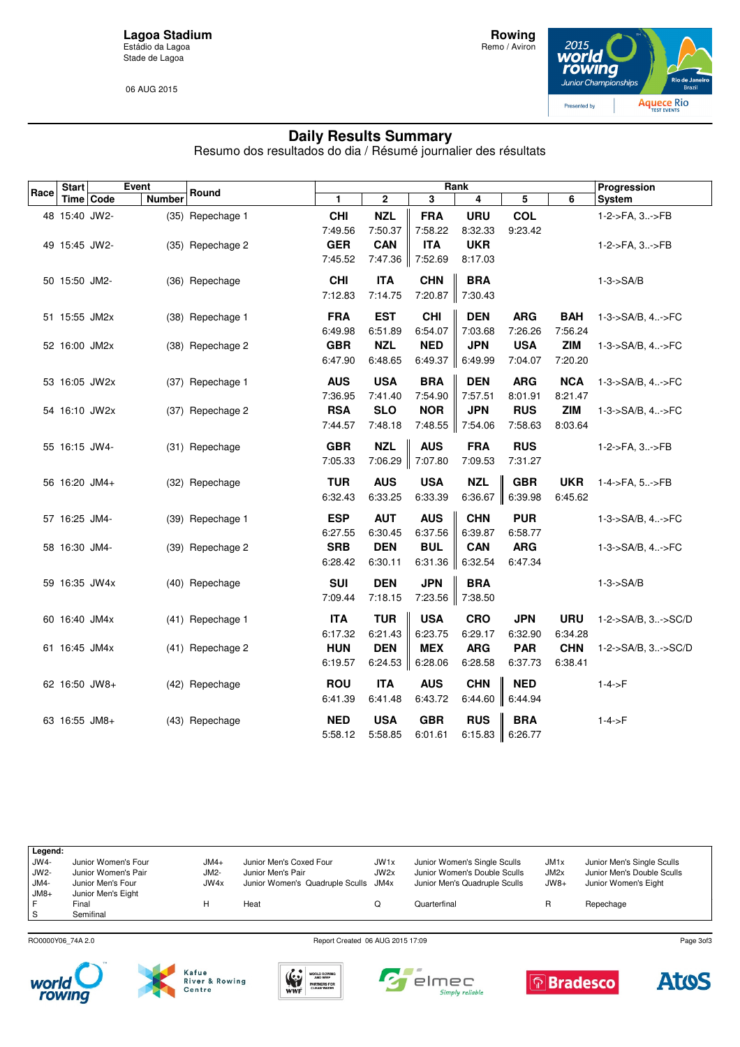**Lagoa Stadium**
Estádio da Lagoa
Stade de Lagoa

06 AUG 2015

**Rowing**
Remo / Aviron

# Daily Results Summary

Resumo dos resultados do dia / Résumé journalier des résultats

| Race | Start Time | Event Code | Event Number | Round | Rank 1 | Rank 2 | Rank 3 | Rank 4 | Rank 5 | Rank 6 | Progression System |
|---|---|---|---|---|---|---|---|---|---|---|---|
| 48 | 15:40 | JW2- | (35) | Repechage 1 | CHI 7:49.56 | NZL 7:50.37 | FRA 7:58.22 | URU 8:32.33 | COL 9:23.42 | | 1-2->FA, 3..->FB |
| 49 | 15:45 | JW2- | (35) | Repechage 2 | GER 7:45.52 | CAN 7:47.36 | ITA 7:52.69 | UKR 8:17.03 | | | 1-2->FA, 3..->FB |
| 50 | 15:50 | JM2- | (36) | Repechage | CHI 7:12.83 | ITA 7:14.75 | CHN 7:20.87 | BRA 7:30.43 | | | 1-3->SA/B |
| 51 | 15:55 | JM2x | (38) | Repechage 1 | FRA 6:49.98 | EST 6:51.89 | CHI 6:54.07 | DEN 7:03.68 | ARG 7:26.26 | BAH 7:56.24 | 1-3->SA/B, 4..->FC |
| 52 | 16:00 | JM2x | (38) | Repechage 2 | GBR 6:47.90 | NZL 6:48.65 | NED 6:49.37 | JPN 6:49.99 | USA 7:04.07 | ZIM 7:20.20 | 1-3->SA/B, 4..->FC |
| 53 | 16:05 | JW2x | (37) | Repechage 1 | AUS 7:36.95 | USA 7:41.40 | BRA 7:54.90 | DEN 7:57.51 | ARG 8:01.91 | NCA 8:21.47 | 1-3->SA/B, 4..->FC |
| 54 | 16:10 | JW2x | (37) | Repechage 2 | RSA 7:44.57 | SLO 7:48.18 | NOR 7:48.55 | JPN 7:54.06 | RUS 7:58.63 | ZIM 8:03.64 | 1-3->SA/B, 4..->FC |
| 55 | 16:15 | JW4- | (31) | Repechage | GBR 7:05.33 | NZL 7:06.29 | AUS 7:07.80 | FRA 7:09.53 | RUS 7:31.27 | | 1-2->FA, 3..->FB |
| 56 | 16:20 | JM4+ | (32) | Repechage | TUR 6:32.43 | AUS 6:33.25 | USA 6:33.39 | NZL 6:36.67 | GBR 6:39.98 | UKR 6:45.62 | 1-4->FA, 5..->FB |
| 57 | 16:25 | JM4- | (39) | Repechage 1 | ESP 6:27.55 | AUT 6:30.45 | AUS 6:37.56 | CHN 6:39.87 | PUR 6:58.77 | | 1-3->SA/B, 4..->FC |
| 58 | 16:30 | JM4- | (39) | Repechage 2 | SRB 6:28.42 | DEN 6:30.11 | BUL 6:31.36 | CAN 6:32.54 | ARG 6:47.34 | | 1-3->SA/B, 4..->FC |
| 59 | 16:35 | JW4x | (40) | Repechage | SUI 7:09.44 | DEN 7:18.15 | JPN 7:23.56 | BRA 7:38.50 | | | 1-3->SA/B |
| 60 | 16:40 | JM4x | (41) | Repechage 1 | ITA 6:17.32 | TUR 6:21.43 | USA 6:23.75 | CRO 6:29.17 | JPN 6:32.90 | URU 6:34.28 | 1-2->SA/B, 3..->SC/D |
| 61 | 16:45 | JM4x | (41) | Repechage 2 | HUN 6:19.57 | DEN 6:24.53 | MEX 6:28.06 | ARG 6:28.58 | PAR 6:37.73 | CHN 6:38.41 | 1-2->SA/B, 3..->SC/D |
| 62 | 16:50 | JW8+ | (42) | Repechage | ROU 6:41.39 | ITA 6:41.48 | AUS 6:43.72 | CHN 6:44.60 | NED 6:44.94 | | 1-4->F |
| 63 | 16:55 | JM8+ | (43) | Repechage | NED 5:58.12 | USA 5:58.85 | GBR 6:01.61 | RUS 6:15.83 | BRA 6:26.77 | | 1-4->F |

**Legend:**

| | | | | | | | |
|---|---|---|---|---|---|---|---|
| JW4- | Junior Women's Four | JM4+ | Junior Men's Coxed Four | JW1x | Junior Women's Single Sculls | JM1x | Junior Men's Single Sculls |
| JW2- | Junior Women's Pair | JM2- | Junior Men's Pair | JW2x | Junior Women's Double Sculls | JM2x | Junior Men's Double Sculls |
| JM4- | Junior Men's Four | JW4x | Junior Women's Quadruple Sculls | JM4x | Junior Men's Quadruple Sculls | JW8+ | Junior Women's Eight |
| JM8+ | Junior Men's Eight | | | | | | |
| F | Final | H | Heat | Q | Quarterfinal | R | Repechage |
| S | Semifinal | | | | | | |

RO0000Y06_74A 2.0 — Report Created 06 AUG 2015 17:09